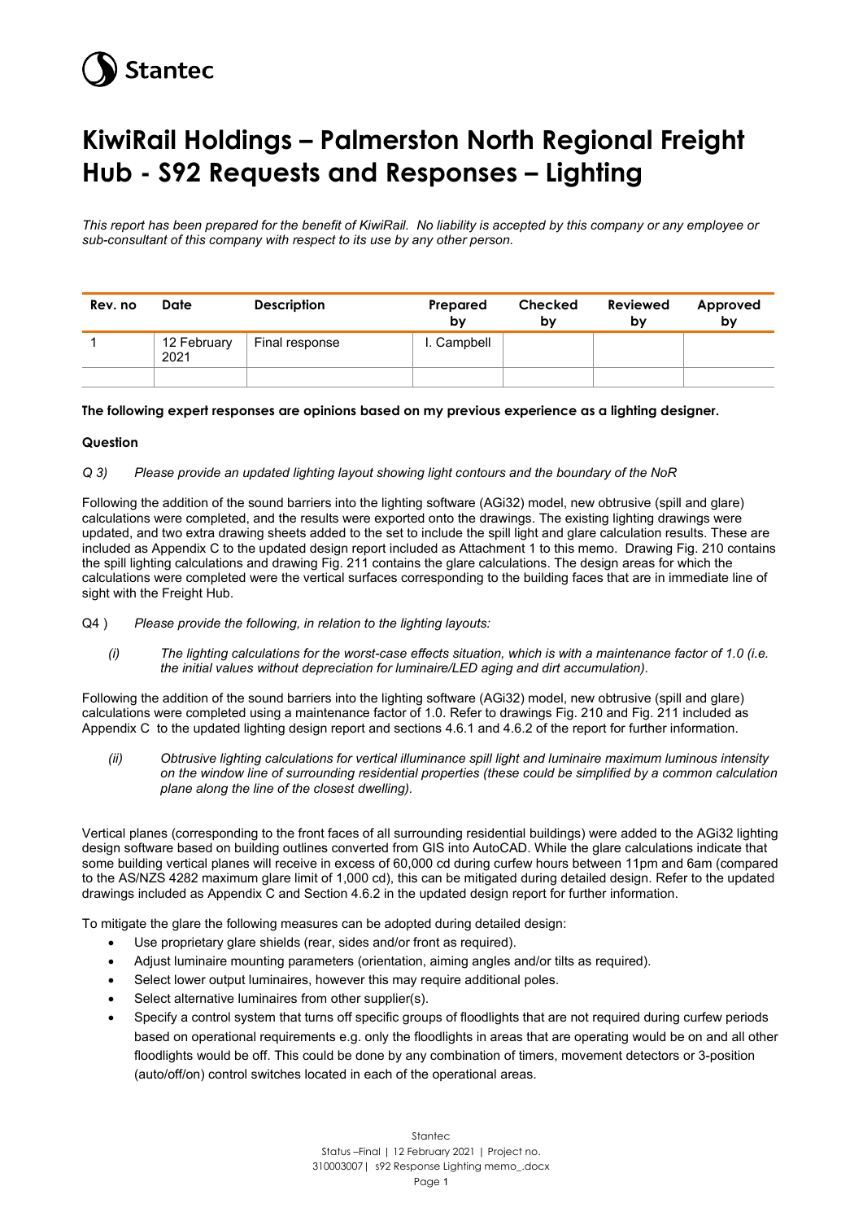Stantec

# KiwiRail Holdings – Palmerston North Regional Freight Hub - S92 Requests and Responses – Lighting

*This report has been prepared for the benefit of KiwiRail. No liability is accepted by this company or any employee or sub-consultant of this company with respect to its use by any other person.*

| Rev. no | Date | Description | Prepared by | Checked by | Reviewed by | Approved by |
|---|---|---|---|---|---|---|
| 1 | 12 February 2021 | Final response | I. Campbell | | | |
| | | | | | | |

**The following expert responses are opinions based on my previous experience as a lighting designer.**

**Question**

*Q 3) Please provide an updated lighting layout showing light contours and the boundary of the NoR*

Following the addition of the sound barriers into the lighting software (AGi32) model, new obtrusive (spill and glare) calculations were completed, and the results were exported onto the drawings. The existing lighting drawings were updated, and two extra drawing sheets added to the set to include the spill light and glare calculation results. These are included as Appendix C to the updated design report included as Attachment 1 to this memo. Drawing Fig. 210 contains the spill lighting calculations and drawing Fig. 211 contains the glare calculations. The design areas for which the calculations were completed were the vertical surfaces corresponding to the building faces that are in immediate line of sight with the Freight Hub.

Q4 ) *Please provide the following, in relation to the lighting layouts:*

*(i) The lighting calculations for the worst-case effects situation, which is with a maintenance factor of 1.0 (i.e. the initial values without depreciation for luminaire/LED aging and dirt accumulation).*

Following the addition of the sound barriers into the lighting software (AGi32) model, new obtrusive (spill and glare) calculations were completed using a maintenance factor of 1.0. Refer to drawings Fig. 210 and Fig. 211 included as Appendix C to the updated lighting design report and sections 4.6.1 and 4.6.2 of the report for further information.

*(ii) Obtrusive lighting calculations for vertical illuminance spill light and luminaire maximum luminous intensity on the window line of surrounding residential properties (these could be simplified by a common calculation plane along the line of the closest dwelling).*

Vertical planes (corresponding to the front faces of all surrounding residential buildings) were added to the AGi32 lighting design software based on building outlines converted from GIS into AutoCAD. While the glare calculations indicate that some building vertical planes will receive in excess of 60,000 cd during curfew hours between 11pm and 6am (compared to the AS/NZS 4282 maximum glare limit of 1,000 cd), this can be mitigated during detailed design. Refer to the updated drawings included as Appendix C and Section 4.6.2 in the updated design report for further information.

To mitigate the glare the following measures can be adopted during detailed design:

- Use proprietary glare shields (rear, sides and/or front as required).
- Adjust luminaire mounting parameters (orientation, aiming angles and/or tilts as required).
- Select lower output luminaires, however this may require additional poles.
- Select alternative luminaires from other supplier(s).
- Specify a control system that turns off specific groups of floodlights that are not required during curfew periods based on operational requirements e.g. only the floodlights in areas that are operating would be on and all other floodlights would be off. This could be done by any combination of timers, movement detectors or 3-position (auto/off/on) control switches located in each of the operational areas.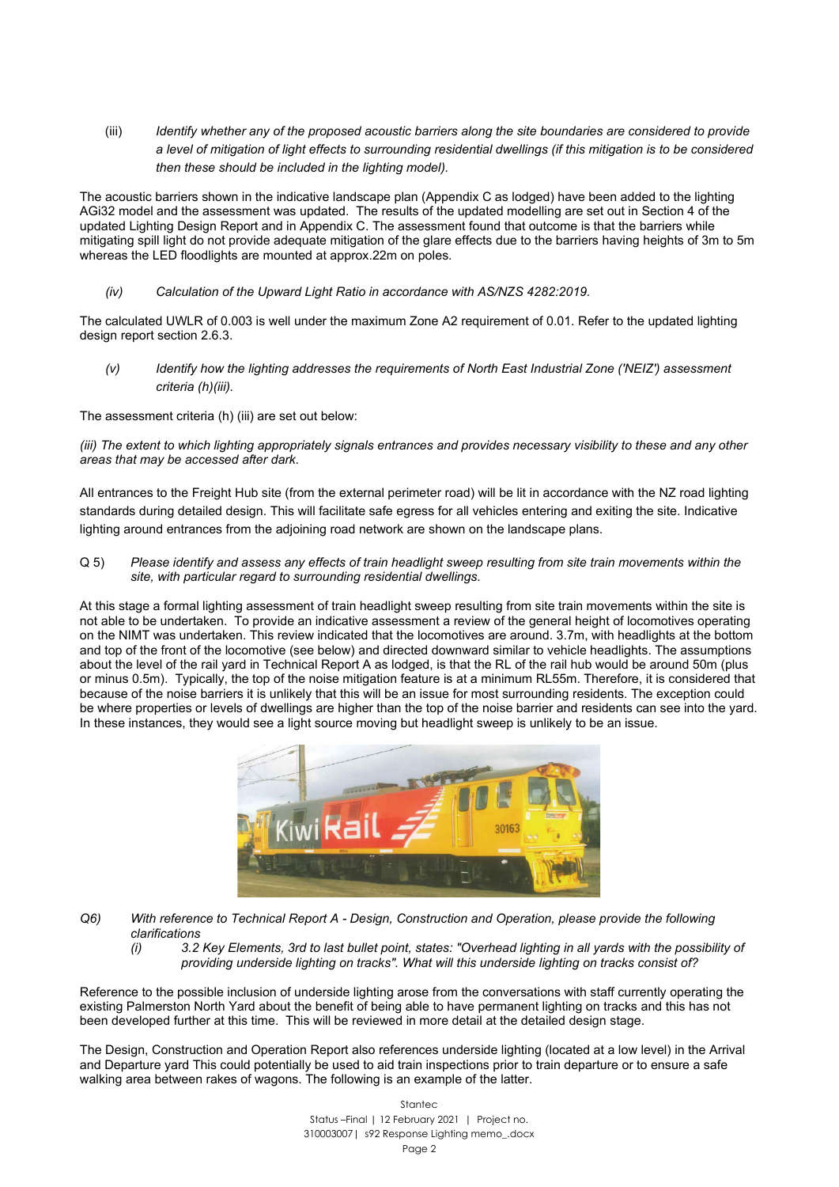(iii) *Identify whether any of the proposed acoustic barriers along the site boundaries are considered to provide a level of mitigation of light effects to surrounding residential dwellings (if this mitigation is to be considered then these should be included in the lighting model).*

The acoustic barriers shown in the indicative landscape plan (Appendix C as lodged) have been added to the lighting AGi32 model and the assessment was updated. The results of the updated modelling are set out in Section 4 of the updated Lighting Design Report and in Appendix C. The assessment found that outcome is that the barriers while mitigating spill light do not provide adequate mitigation of the glare effects due to the barriers having heights of 3m to 5m whereas the LED floodlights are mounted at approx.22m on poles.

*(iv) Calculation of the Upward Light Ratio in accordance with AS/NZS 4282:2019.*

The calculated UWLR of 0.003 is well under the maximum Zone A2 requirement of 0.01. Refer to the updated lighting design report section 2.6.3.

*(v) Identify how the lighting addresses the requirements of North East Industrial Zone ('NEIZ') assessment criteria (h)(iii).*

The assessment criteria (h) (iii) are set out below:

*(iii) The extent to which lighting appropriately signals entrances and provides necessary visibility to these and any other areas that may be accessed after dark.*

All entrances to the Freight Hub site (from the external perimeter road) will be lit in accordance with the NZ road lighting standards during detailed design. This will facilitate safe egress for all vehicles entering and exiting the site. Indicative lighting around entrances from the adjoining road network are shown on the landscape plans.

Q 5) *Please identify and assess any effects of train headlight sweep resulting from site train movements within the site, with particular regard to surrounding residential dwellings.*

At this stage a formal lighting assessment of train headlight sweep resulting from site train movements within the site is not able to be undertaken. To provide an indicative assessment a review of the general height of locomotives operating on the NIMT was undertaken. This review indicated that the locomotives are around. 3.7m, with headlights at the bottom and top of the front of the locomotive (see below) and directed downward similar to vehicle headlights. The assumptions about the level of the rail yard in Technical Report A as lodged, is that the RL of the rail hub would be around 50m (plus or minus 0.5m). Typically, the top of the noise mitigation feature is at a minimum RL55m. Therefore, it is considered that because of the noise barriers it is unlikely that this will be an issue for most surrounding residents. The exception could be where properties or levels of dwellings are higher than the top of the noise barrier and residents can see into the yard. In these instances, they would see a light source moving but headlight sweep is unlikely to be an issue.

*Q6) With reference to Technical Report A - Design, Construction and Operation, please provide the following clarifications*

*(i) 3.2 Key Elements, 3rd to last bullet point, states: "Overhead lighting in all yards with the possibility of providing underside lighting on tracks". What will this underside lighting on tracks consist of?*

Reference to the possible inclusion of underside lighting arose from the conversations with staff currently operating the existing Palmerston North Yard about the benefit of being able to have permanent lighting on tracks and this has not been developed further at this time. This will be reviewed in more detail at the detailed design stage.

The Design, Construction and Operation Report also references underside lighting (located at a low level) in the Arrival and Departure yard This could potentially be used to aid train inspections prior to train departure or to ensure a safe walking area between rakes of wagons. The following is an example of the latter.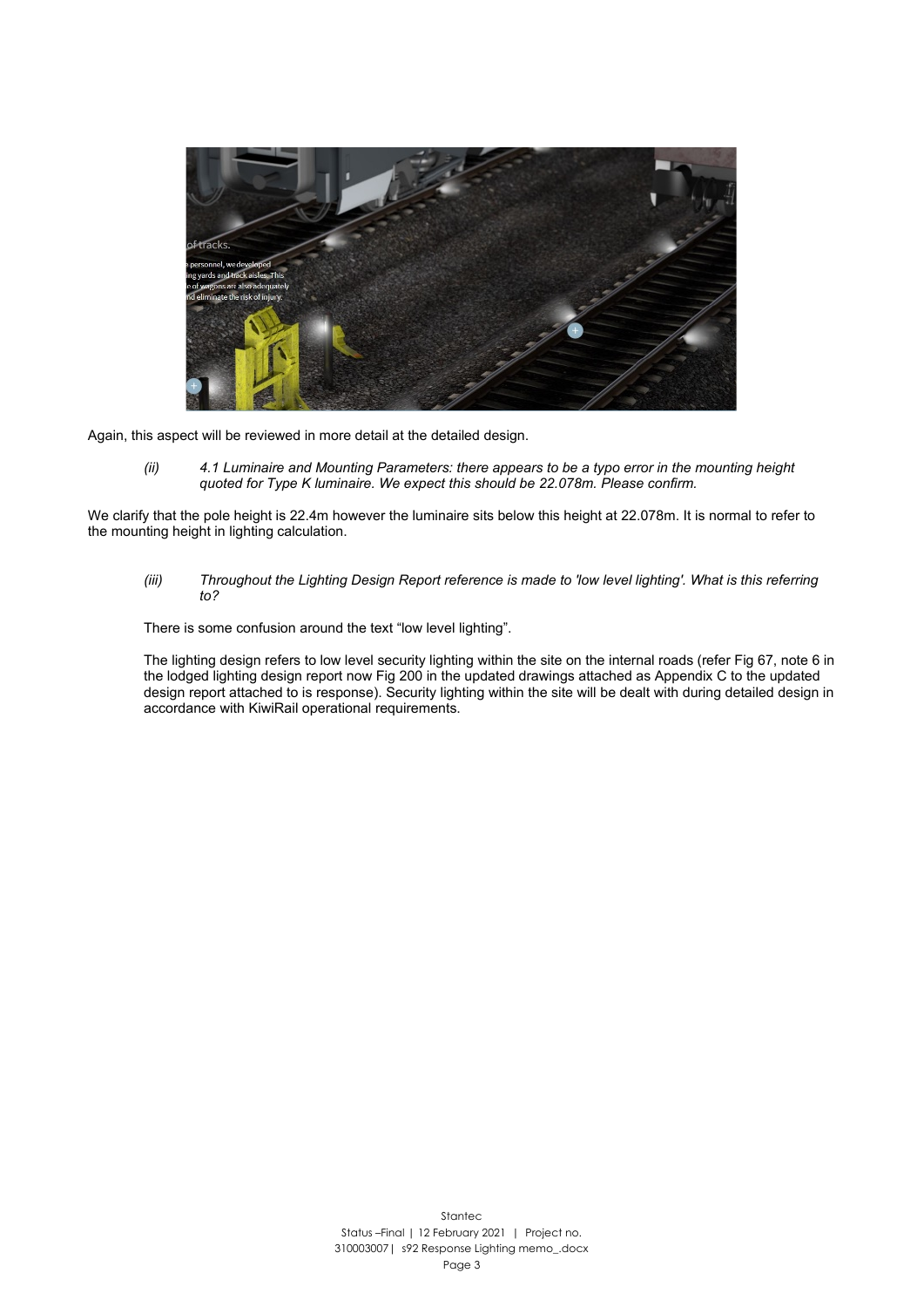Again, this aspect will be reviewed in more detail at the detailed design.

(ii) *4.1 Luminaire and Mounting Parameters: there appears to be a typo error in the mounting height quoted for Type K luminaire. We expect this should be 22.078m. Please confirm.*

We clarify that the pole height is 22.4m however the luminaire sits below this height at 22.078m. It is normal to refer to the mounting height in lighting calculation.

(iii) *Throughout the Lighting Design Report reference is made to 'low level lighting'. What is this referring to?*

There is some confusion around the text "low level lighting".

The lighting design refers to low level security lighting within the site on the internal roads (refer Fig 67, note 6 in the lodged lighting design report now Fig 200 in the updated drawings attached as Appendix C to the updated design report attached to is response). Security lighting within the site will be dealt with during detailed design in accordance with KiwiRail operational requirements.